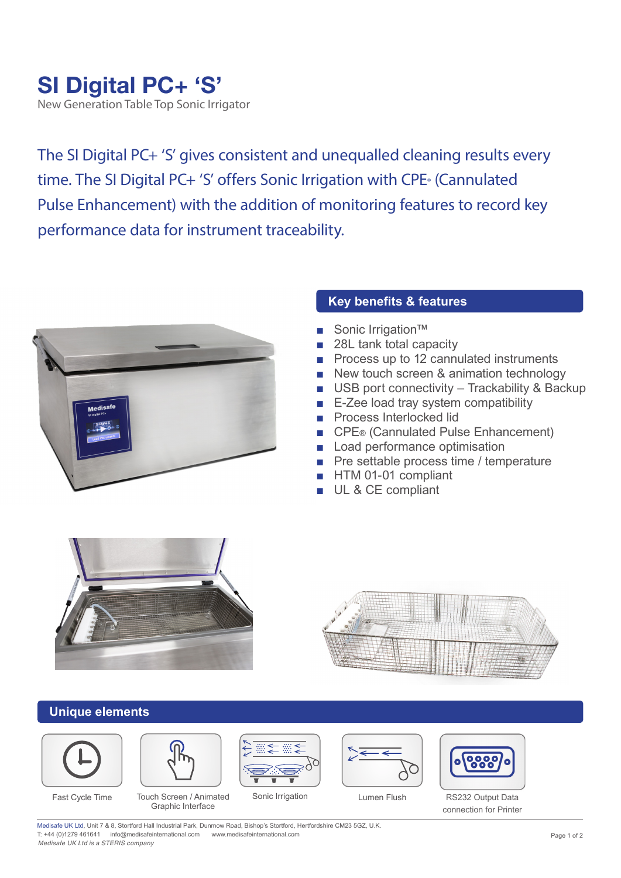# SI Digital PC+ 'S'

New Generation Table Top Sonic Irrigator

The SI Digital PC+ 'S' gives consistent and unequalled cleaning results every time. The SI Digital PC+ 'S' offers Sonic Irrigation with CPE® (Cannulated Pulse Enhancement) with the addition of monitoring features to record key performance data for instrument traceability.

## Key benefits & features

- Sonic Irrigation™
- 28L tank total capacity
- Process up to 12 cannulated instruments
- New touch screen & animation technology
- USB port connectivity – Trackability & Backup
- E-Zee load tray system compatibility
- Process Interlocked lid
- CPE® (Cannulated Pulse Enhancement)
- Load performance optimisation
- Pre settable process time / temperature
- HTM 01-01 compliant
- UL & CE compliant

## Unique elements

Fast Cycle Time

Touch Screen / Animated Graphic Interface

Sonic Irrigation

Lumen Flush

RS232 Output Data connection for Printer

Medisafe UK Ltd, Unit 7 & 8, Stortford Hall Industrial Park, Dunmow Road, Bishop's Stortford, Hertfordshire CM23 5GZ, U.K.
T: +44 (0)1279 461641 info@medisafeinternational.com www.medisafeinternational.com
*Medisafe UK Ltd is a STERIS company*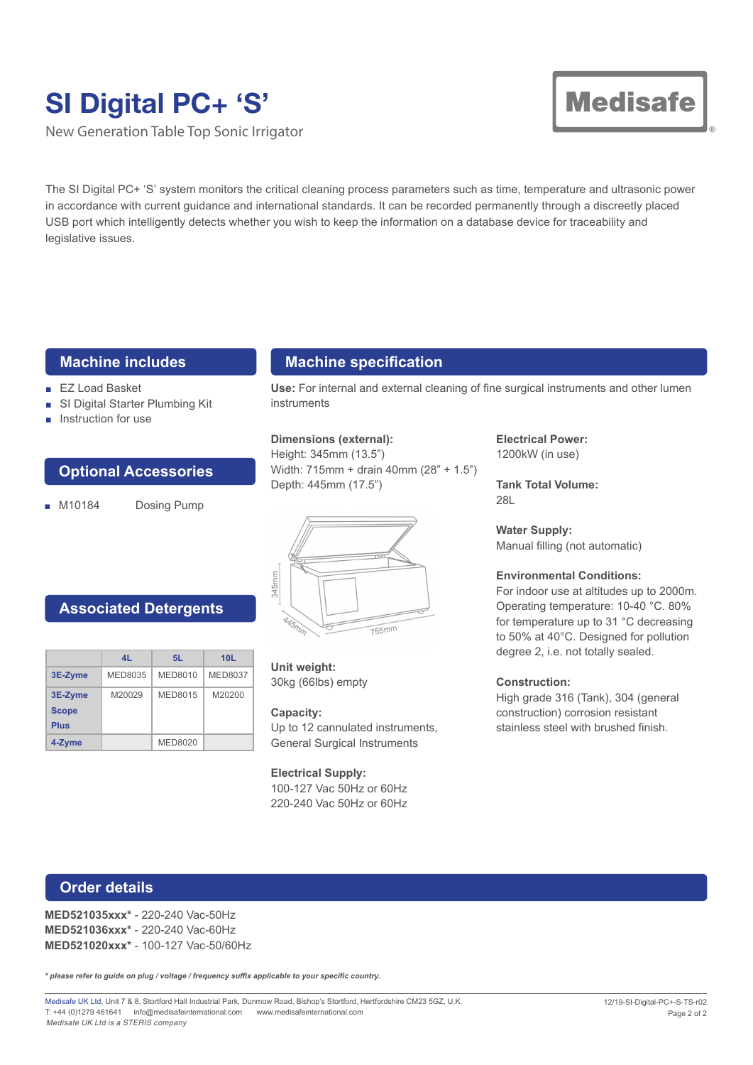# SI Digital PC+ 'S'

New Generation Table Top Sonic Irrigator

Medisafe®

The SI Digital PC+ 'S' system monitors the critical cleaning process parameters such as time, temperature and ultrasonic power in accordance with current guidance and international standards. It can be recorded permanently through a discreetly placed USB port which intelligently detects whether you wish to keep the information on a database device for traceability and legislative issues.

## Machine includes

- EZ Load Basket
- SI Digital Starter Plumbing Kit
- Instruction for use

## Optional Accessories

- M10184 Dosing Pump

## Associated Detergents

| | 4L | 5L | 10L |
|---|---|---|---|
| 3E-Zyme | MED8035 | MED8010 | MED8037 |
| 3E-Zyme Scope Plus | M20029 | MED8015 | M20200 |
| 4-Zyme | | MED8020 | |

## Machine specification

**Use:** For internal and external cleaning of fine surgical instruments and other lumen instruments

**Dimensions (external):**
Height: 345mm (13.5")
Width: 715mm + drain 40mm (28" + 1.5")
Depth: 445mm (17.5")

345mm
445mm
755mm

**Unit weight:**
30kg (66lbs) empty

**Capacity:**
Up to 12 cannulated instruments, General Surgical Instruments

**Electrical Supply:**
100-127 Vac 50Hz or 60Hz
220-240 Vac 50Hz or 60Hz

**Electrical Power:**
1200kW (in use)

**Tank Total Volume:**
28L

**Water Supply:**
Manual filling (not automatic)

**Environmental Conditions:**
For indoor use at altitudes up to 2000m. Operating temperature: 10-40 °C. 80% for temperature up to 31 °C decreasing to 50% at 40°C. Designed for pollution degree 2, i.e. not totally sealed.

**Construction:**
High grade 316 (Tank), 304 (general construction) corrosion resistant stainless steel with brushed finish.

## Order details

**MED521035xxx*** - 220-240 Vac-50Hz
**MED521036xxx*** - 220-240 Vac-60Hz
**MED521020xxx*** - 100-127 Vac-50/60Hz

*\* please refer to guide on plug / voltage / frequency suffix applicable to your specific country.*

Medisafe UK Ltd, Unit 7 & 8, Stortford Hall Industrial Park, Dunmow Road, Bishop's Stortford, Hertfordshire CM23 5GZ, U.K.
T: +44 (0)1279 461641 info@medisafeinternational.com www.medisafeinternational.com
*Medisafe UK Ltd is a STERIS company*

12/19-SI-Digital-PC+-S-TS-r02